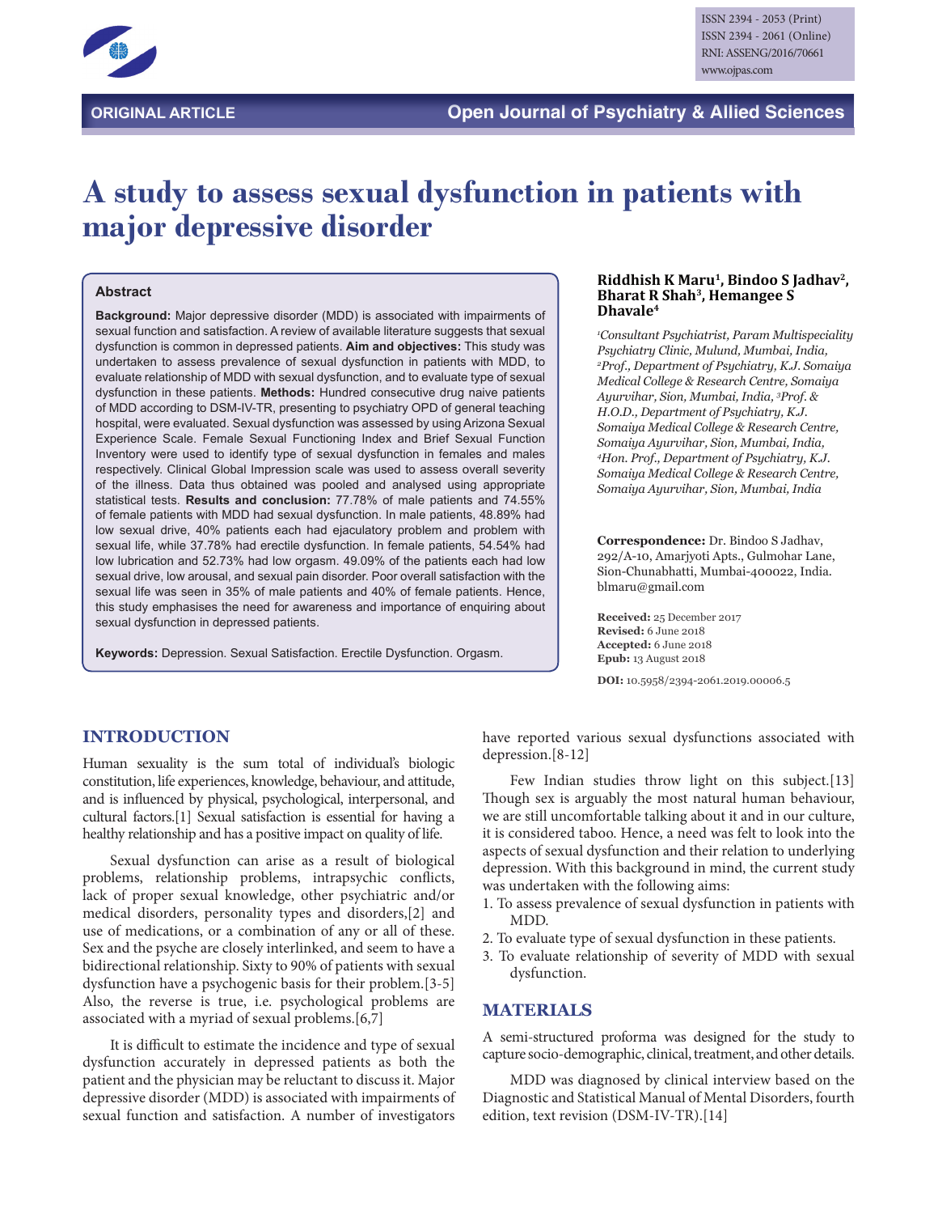ORIGINAL ARTICLE

# A study to assess sexual dysfunction in patients with major depressive disorder

**Riddhish K Maru[1], Bindoo S Jadhav[2], Bharat R Shah[3], Hemangee S Dhavale[4]**

*[1]Consultant Psychiatrist, Param Multispeciality Psychiatry Clinic, Mulund, Mumbai, India, [2]Prof., Department of Psychiatry, K.J. Somaiya Medical College & Research Centre, Somaiya Ayurvihar, Sion, Mumbai, India, [3]Prof. & H.O.D., Department of Psychiatry, K.J. Somaiya Medical College & Research Centre, Somaiya Ayurvihar, Sion, Mumbai, India, [4]Hon. Prof., Department of Psychiatry, K.J. Somaiya Medical College & Research Centre, Somaiya Ayurvihar, Sion, Mumbai, India*

**Correspondence:** Dr. Bindoo S Jadhav, 292/A-10, Amarjyoti Apts., Gulmohar Lane, Sion-Chunabhatti, Mumbai-400022, India. blmaru@gmail.com

**Received:** 25 December 2017
**Revised:** 6 June 2018
**Accepted:** 6 June 2018
**Epub:** 13 August 2018

**DOI:** 10.5958/2394-2061.2019.00006.5

## Abstract

**Background:** Major depressive disorder (MDD) is associated with impairments of sexual function and satisfaction. A review of available literature suggests that sexual dysfunction is common in depressed patients. **Aim and objectives:** This study was undertaken to assess prevalence of sexual dysfunction in patients with MDD, to evaluate relationship of MDD with sexual dysfunction, and to evaluate type of sexual dysfunction in these patients. **Methods:** Hundred consecutive drug naive patients of MDD according to DSM-IV-TR, presenting to psychiatry OPD of general teaching hospital, were evaluated. Sexual dysfunction was assessed by using Arizona Sexual Experience Scale. Female Sexual Functioning Index and Brief Sexual Function Inventory were used to identify type of sexual dysfunction in females and males respectively. Clinical Global Impression scale was used to assess overall severity of the illness. Data thus obtained was pooled and analysed using appropriate statistical tests. **Results and conclusion:** 77.78% of male patients and 74.55% of female patients with MDD had sexual dysfunction. In male patients, 48.89% had low sexual drive, 40% patients each had ejaculatory problem and problem with sexual life, while 37.78% had erectile dysfunction. In female patients, 54.54% had low lubrication and 52.73% had low orgasm. 49.09% of the patients each had low sexual drive, low arousal, and sexual pain disorder. Poor overall satisfaction with the sexual life was seen in 35% of male patients and 40% of female patients. Hence, this study emphasises the need for awareness and importance of enquiring about sexual dysfunction in depressed patients.

**Keywords:** Depression. Sexual Satisfaction. Erectile Dysfunction. Orgasm.

## INTRODUCTION

Human sexuality is the sum total of individual's biologic constitution, life experiences, knowledge, behaviour, and attitude, and is influenced by physical, psychological, interpersonal, and cultural factors.[1] Sexual satisfaction is essential for having a healthy relationship and has a positive impact on quality of life.

Sexual dysfunction can arise as a result of biological problems, relationship problems, intrapsychic conflicts, lack of proper sexual knowledge, other psychiatric and/or medical disorders, personality types and disorders,[2] and use of medications, or a combination of any or all of these. Sex and the psyche are closely interlinked, and seem to have a bidirectional relationship. Sixty to 90% of patients with sexual dysfunction have a psychogenic basis for their problem.[3-5] Also, the reverse is true, i.e. psychological problems are associated with a myriad of sexual problems.[6,7]

It is difficult to estimate the incidence and type of sexual dysfunction accurately in depressed patients as both the patient and the physician may be reluctant to discuss it. Major depressive disorder (MDD) is associated with impairments of sexual function and satisfaction. A number of investigators have reported various sexual dysfunctions associated with depression.[8-12]

Few Indian studies throw light on this subject.[13] Though sex is arguably the most natural human behaviour, we are still uncomfortable talking about it and in our culture, it is considered taboo. Hence, a need was felt to look into the aspects of sexual dysfunction and their relation to underlying depression. With this background in mind, the current study was undertaken with the following aims:

1. To assess prevalence of sexual dysfunction in patients with MDD.
2. To evaluate type of sexual dysfunction in these patients.
3. To evaluate relationship of severity of MDD with sexual dysfunction.

## MATERIALS

A semi-structured proforma was designed for the study to capture socio-demographic, clinical, treatment, and other details.

MDD was diagnosed by clinical interview based on the Diagnostic and Statistical Manual of Mental Disorders, fourth edition, text revision (DSM-IV-TR).[14]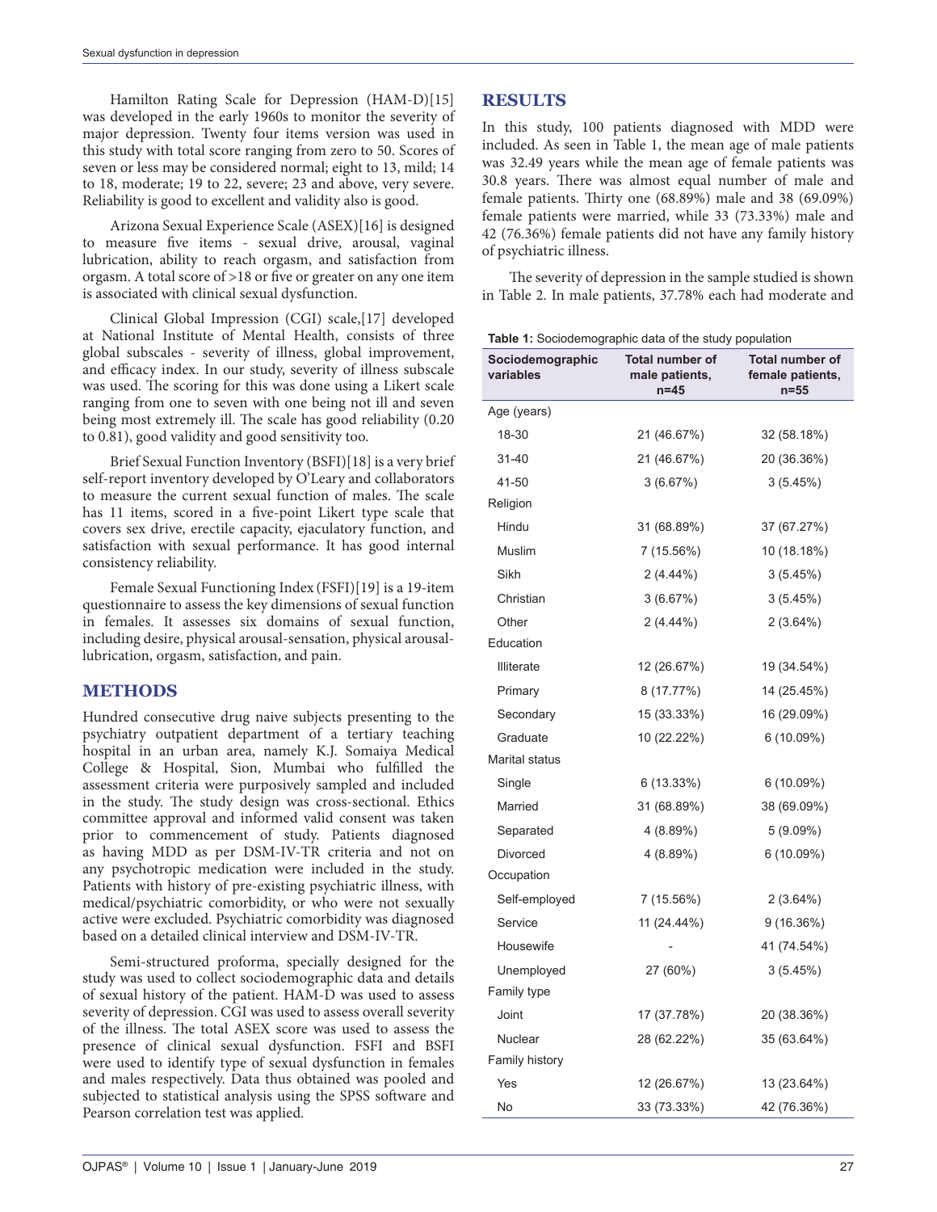Hamilton Rating Scale for Depression (HAM-D)[15] was developed in the early 1960s to monitor the severity of major depression. Twenty four items version was used in this study with total score ranging from zero to 50. Scores of seven or less may be considered normal; eight to 13, mild; 14 to 18, moderate; 19 to 22, severe; 23 and above, very severe. Reliability is good to excellent and validity also is good.

Arizona Sexual Experience Scale (ASEX)[16] is designed to measure five items - sexual drive, arousal, vaginal lubrication, ability to reach orgasm, and satisfaction from orgasm. A total score of >18 or five or greater on any one item is associated with clinical sexual dysfunction.

Clinical Global Impression (CGI) scale,[17] developed at National Institute of Mental Health, consists of three global subscales - severity of illness, global improvement, and efficacy index. In our study, severity of illness subscale was used. The scoring for this was done using a Likert scale ranging from one to seven with one being not ill and seven being most extremely ill. The scale has good reliability (0.20 to 0.81), good validity and good sensitivity too.

Brief Sexual Function Inventory (BSFI)[18] is a very brief self-report inventory developed by O'Leary and collaborators to measure the current sexual function of males. The scale has 11 items, scored in a five-point Likert type scale that covers sex drive, erectile capacity, ejaculatory function, and satisfaction with sexual performance. It has good internal consistency reliability.

Female Sexual Functioning Index (FSFI)[19] is a 19-item questionnaire to assess the key dimensions of sexual function in females. It assesses six domains of sexual function, including desire, physical arousal-sensation, physical arousal-lubrication, orgasm, satisfaction, and pain.

## METHODS

Hundred consecutive drug naive subjects presenting to the psychiatry outpatient department of a tertiary teaching hospital in an urban area, namely K.J. Somaiya Medical College & Hospital, Sion, Mumbai who fulfilled the assessment criteria were purposively sampled and included in the study. The study design was cross-sectional. Ethics committee approval and informed valid consent was taken prior to commencement of study. Patients diagnosed as having MDD as per DSM-IV-TR criteria and not on any psychotropic medication were included in the study. Patients with history of pre-existing psychiatric illness, with medical/psychiatric comorbidity, or who were not sexually active were excluded. Psychiatric comorbidity was diagnosed based on a detailed clinical interview and DSM-IV-TR.

Semi-structured proforma, specially designed for the study was used to collect sociodemographic data and details of sexual history of the patient. HAM-D was used to assess severity of depression. CGI was used to assess overall severity of the illness. The total ASEX score was used to assess the presence of clinical sexual dysfunction. FSFI and BSFI were used to identify type of sexual dysfunction in females and males respectively. Data thus obtained was pooled and subjected to statistical analysis using the SPSS software and Pearson correlation test was applied.

## RESULTS

In this study, 100 patients diagnosed with MDD were included. As seen in Table 1, the mean age of male patients was 32.49 years while the mean age of female patients was 30.8 years. There was almost equal number of male and female patients. Thirty one (68.89%) male and 38 (69.09%) female patients were married, while 33 (73.33%) male and 42 (76.36%) female patients did not have any family history of psychiatric illness.

The severity of depression in the sample studied is shown in Table 2. In male patients, 37.78% each had moderate and

**Table 1:** Sociodemographic data of the study population

| Sociodemographic variables | Total number of male patients, n=45 | Total number of female patients, n=55 |
|---|---|---|
| Age (years) | | |
| 18-30 | 21 (46.67%) | 32 (58.18%) |
| 31-40 | 21 (46.67%) | 20 (36.36%) |
| 41-50 | 3 (6.67%) | 3 (5.45%) |
| Religion | | |
| Hindu | 31 (68.89%) | 37 (67.27%) |
| Muslim | 7 (15.56%) | 10 (18.18%) |
| Sikh | 2 (4.44%) | 3 (5.45%) |
| Christian | 3 (6.67%) | 3 (5.45%) |
| Other | 2 (4.44%) | 2 (3.64%) |
| Education | | |
| Illiterate | 12 (26.67%) | 19 (34.54%) |
| Primary | 8 (17.77%) | 14 (25.45%) |
| Secondary | 15 (33.33%) | 16 (29.09%) |
| Graduate | 10 (22.22%) | 6 (10.09%) |
| Marital status | | |
| Single | 6 (13.33%) | 6 (10.09%) |
| Married | 31 (68.89%) | 38 (69.09%) |
| Separated | 4 (8.89%) | 5 (9.09%) |
| Divorced | 4 (8.89%) | 6 (10.09%) |
| Occupation | | |
| Self-employed | 7 (15.56%) | 2 (3.64%) |
| Service | 11 (24.44%) | 9 (16.36%) |
| Housewife | - | 41 (74.54%) |
| Unemployed | 27 (60%) | 3 (5.45%) |
| Family type | | |
| Joint | 17 (37.78%) | 20 (38.36%) |
| Nuclear | 28 (62.22%) | 35 (63.64%) |
| Family history | | |
| Yes | 12 (26.67%) | 13 (23.64%) |
| No | 33 (73.33%) | 42 (76.36%) |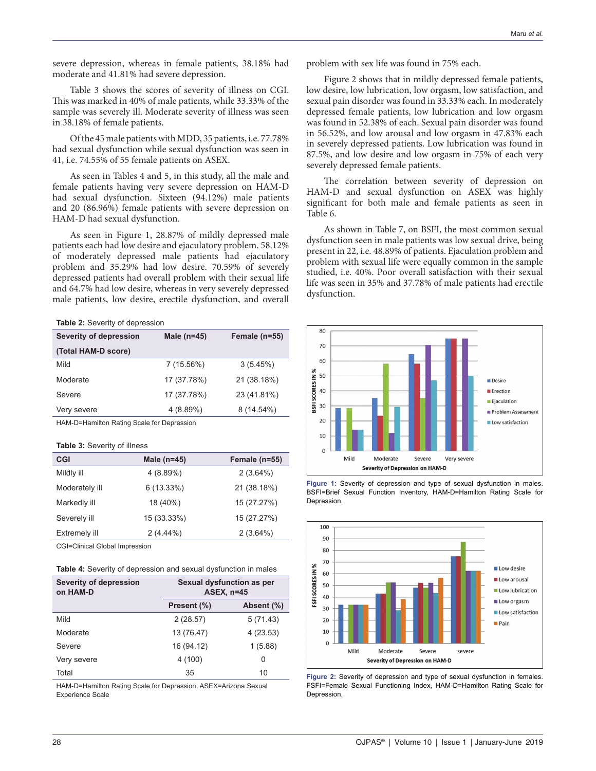severe depression, whereas in female patients, 38.18% had moderate and 41.81% had severe depression.

Table 3 shows the scores of severity of illness on CGI. This was marked in 40% of male patients, while 33.33% of the sample was severely ill. Moderate severity of illness was seen in 38.18% of female patients.

Of the 45 male patients with MDD, 35 patients, i.e. 77.78% had sexual dysfunction while sexual dysfunction was seen in 41, i.e. 74.55% of 55 female patients on ASEX.

As seen in Tables 4 and 5, in this study, all the male and female patients having very severe depression on HAM-D had sexual dysfunction. Sixteen (94.12%) male patients and 20 (86.96%) female patients with severe depression on HAM-D had sexual dysfunction.

As seen in Figure 1, 28.87% of mildly depressed male patients each had low desire and ejaculatory problem. 58.12% of moderately depressed male patients had ejaculatory problem and 35.29% had low desire. 70.59% of severely depressed patients had overall problem with their sexual life and 64.7% had low desire, whereas in very severely depressed male patients, low desire, erectile dysfunction, and overall problem with sex life was found in 75% each.

Figure 2 shows that in mildly depressed female patients, low desire, low lubrication, low orgasm, low satisfaction, and sexual pain disorder was found in 33.33% each. In moderately depressed female patients, low lubrication and low orgasm was found in 52.38% of each. Sexual pain disorder was found in 56.52%, and low arousal and low orgasm in 47.83% each in severely depressed patients. Low lubrication was found in 87.5%, and low desire and low orgasm in 75% of each very severely depressed female patients.

The correlation between severity of depression on HAM-D and sexual dysfunction on ASEX was highly significant for both male and female patients as seen in Table 6.

As shown in Table 7, on BSFI, the most common sexual dysfunction seen in male patients was low sexual drive, being present in 22, i.e. 48.89% of patients. Ejaculation problem and problem with sexual life were equally common in the sample studied, i.e. 40%. Poor overall satisfaction with their sexual life was seen in 35% and 37.78% of male patients had erectile dysfunction.

**Table 2:** Severity of depression

| Severity of depression (Total HAM-D score) | Male (n=45) | Female (n=55) |
|---|---|---|
| Mild | 7 (15.56%) | 3 (5.45%) |
| Moderate | 17 (37.78%) | 21 (38.18%) |
| Severe | 17 (37.78%) | 23 (41.81%) |
| Very severe | 4 (8.89%) | 8 (14.54%) |

HAM-D=Hamilton Rating Scale for Depression

**Table 3:** Severity of illness

| CGI | Male (n=45) | Female (n=55) |
|---|---|---|
| Mildly ill | 4 (8.89%) | 2 (3.64%) |
| Moderately ill | 6 (13.33%) | 21 (38.18%) |
| Markedly ill | 18 (40%) | 15 (27.27%) |
| Severely ill | 15 (33.33%) | 15 (27.27%) |
| Extremely ill | 2 (4.44%) | 2 (3.64%) |

CGI=Clinical Global Impression

**Table 4:** Severity of depression and sexual dysfunction in males

| Severity of depression on HAM-D | Sexual dysfunction as per ASEX, n=45 | |
|---|---|---|
| | Present (%) | Absent (%) |
| Mild | 2 (28.57) | 5 (71.43) |
| Moderate | 13 (76.47) | 4 (23.53) |
| Severe | 16 (94.12) | 1 (5.88) |
| Very severe | 4 (100) | 0 |
| Total | 35 | 10 |

HAM-D=Hamilton Rating Scale for Depression, ASEX=Arizona Sexual Experience Scale

**Figure 1:** Severity of depression and type of sexual dysfunction in males. BSFI=Brief Sexual Function Inventory, HAM-D=Hamilton Rating Scale for Depression.

**Figure 2:** Severity of depression and type of sexual dysfunction in females. FSFI=Female Sexual Functioning Index, HAM-D=Hamilton Rating Scale for Depression.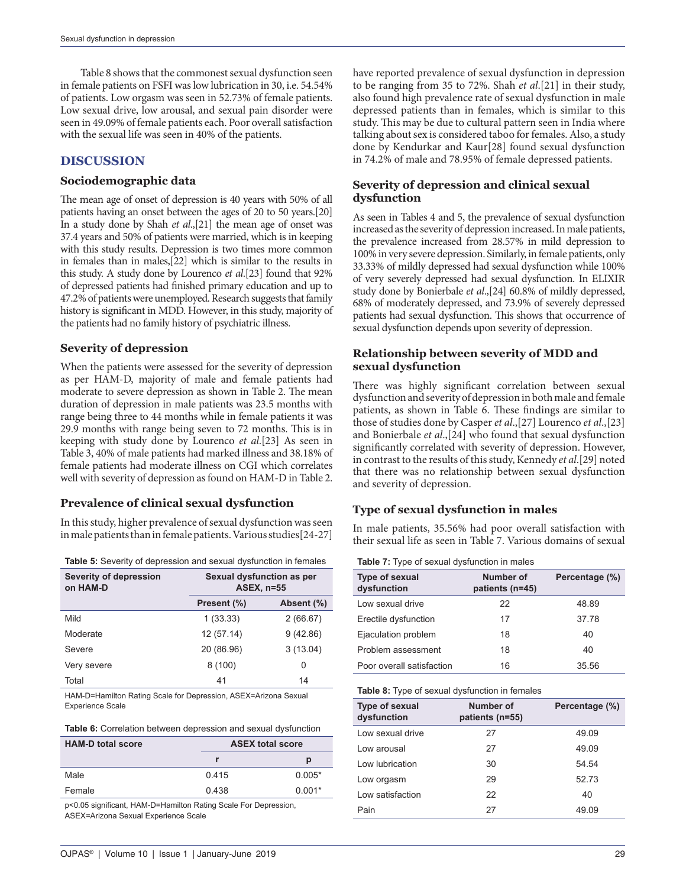Table 8 shows that the commonest sexual dysfunction seen in female patients on FSFI was low lubrication in 30, i.e. 54.54% of patients. Low orgasm was seen in 52.73% of female patients. Low sexual drive, low arousal, and sexual pain disorder were seen in 49.09% of female patients each. Poor overall satisfaction with the sexual life was seen in 40% of the patients.

## DISCUSSION

### Sociodemographic data

The mean age of onset of depression is 40 years with 50% of all patients having an onset between the ages of 20 to 50 years.[20] In a study done by Shah *et al*.,[21] the mean age of onset was 37.4 years and 50% of patients were married, which is in keeping with this study results. Depression is two times more common in females than in males,[22] which is similar to the results in this study. A study done by Lourenco *et al*.[23] found that 92% of depressed patients had finished primary education and up to 47.2% of patients were unemployed. Research suggests that family history is significant in MDD. However, in this study, majority of the patients had no family history of psychiatric illness.

### Severity of depression

When the patients were assessed for the severity of depression as per HAM-D, majority of male and female patients had moderate to severe depression as shown in Table 2. The mean duration of depression in male patients was 23.5 months with range being three to 44 months while in female patients it was 29.9 months with range being seven to 72 months. This is in keeping with study done by Lourenco *et al*.[23] As seen in Table 3, 40% of male patients had marked illness and 38.18% of female patients had moderate illness on CGI which correlates well with severity of depression as found on HAM-D in Table 2.

### Prevalence of clinical sexual dysfunction

In this study, higher prevalence of sexual dysfunction was seen in male patients than in female patients. Various studies[24-27] have reported prevalence of sexual dysfunction in depression to be ranging from 35 to 72%. Shah *et al*.[21] in their study, also found high prevalence rate of sexual dysfunction in male depressed patients than in females, which is similar to this study. This may be due to cultural pattern seen in India where talking about sex is considered taboo for females. Also, a study done by Kendurkar and Kaur[28] found sexual dysfunction in 74.2% of male and 78.95% of female depressed patients.

**Table 5:** Severity of depression and sexual dysfunction in females

| Severity of depression on HAM-D | Sexual dysfunction as per ASEX, n=55 | |
|---|---|---|
| | Present (%) | Absent (%) |
| Mild | 1 (33.33) | 2 (66.67) |
| Moderate | 12 (57.14) | 9 (42.86) |
| Severe | 20 (86.96) | 3 (13.04) |
| Very severe | 8 (100) | 0 |
| Total | 41 | 14 |

HAM-D=Hamilton Rating Scale for Depression, ASEX=Arizona Sexual Experience Scale

**Table 6:** Correlation between depression and sexual dysfunction

| HAM-D total score | ASEX total score | |
|---|---|---|
| | r | p |
| Male | 0.415 | 0.005* |
| Female | 0.438 | 0.001* |

p<0.05 significant, HAM-D=Hamilton Rating Scale For Depression, ASEX=Arizona Sexual Experience Scale

### Severity of depression and clinical sexual dysfunction

As seen in Tables 4 and 5, the prevalence of sexual dysfunction increased as the severity of depression increased. In male patients, the prevalence increased from 28.57% in mild depression to 100% in very severe depression. Similarly, in female patients, only 33.33% of mildly depressed had sexual dysfunction while 100% of very severely depressed had sexual dysfunction. In ELIXIR study done by Bonierbale *et al*.,[24] 60.8% of mildly depressed, 68% of moderately depressed, and 73.9% of severely depressed patients had sexual dysfunction. This shows that occurrence of sexual dysfunction depends upon severity of depression.

### Relationship between severity of MDD and sexual dysfunction

There was highly significant correlation between sexual dysfunction and severity of depression in both male and female patients, as shown in Table 6. These findings are similar to those of studies done by Casper *et al*.,[27] Lourenco *et al*.,[23] and Bonierbale *et al*.,[24] who found that sexual dysfunction significantly correlated with severity of depression. However, in contrast to the results of this study, Kennedy *et al*.[29] noted that there was no relationship between sexual dysfunction and severity of depression.

### Type of sexual dysfunction in males

In male patients, 35.56% had poor overall satisfaction with their sexual life as seen in Table 7. Various domains of sexual

**Table 7:** Type of sexual dysfunction in males

| Type of sexual dysfunction | Number of patients (n=45) | Percentage (%) |
|---|---|---|
| Low sexual drive | 22 | 48.89 |
| Erectile dysfunction | 17 | 37.78 |
| Ejaculation problem | 18 | 40 |
| Problem assessment | 18 | 40 |
| Poor overall satisfaction | 16 | 35.56 |

**Table 8:** Type of sexual dysfunction in females

| Type of sexual dysfunction | Number of patients (n=55) | Percentage (%) |
|---|---|---|
| Low sexual drive | 27 | 49.09 |
| Low arousal | 27 | 49.09 |
| Low lubrication | 30 | 54.54 |
| Low orgasm | 29 | 52.73 |
| Low satisfaction | 22 | 40 |
| Pain | 27 | 49.09 |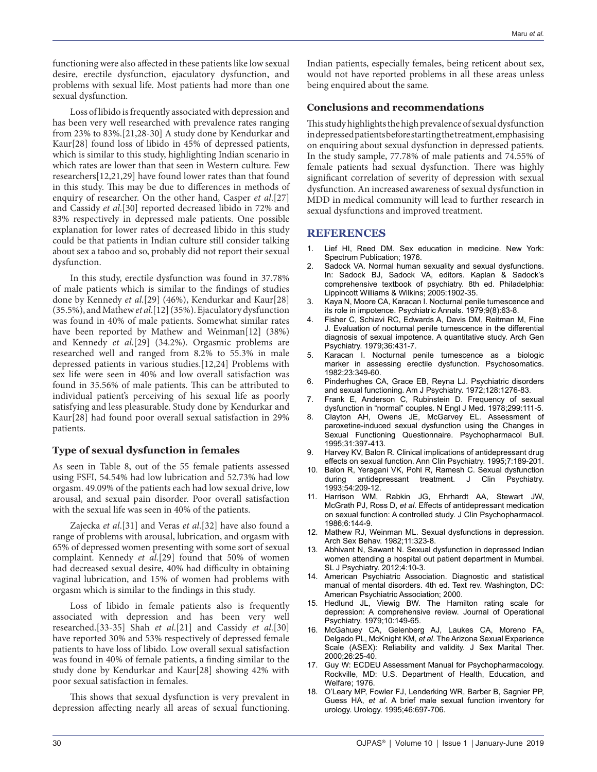functioning were also affected in these patients like low sexual desire, erectile dysfunction, ejaculatory dysfunction, and problems with sexual life. Most patients had more than one sexual dysfunction.

Loss of libido is frequently associated with depression and has been very well researched with prevalence rates ranging from 23% to 83%.[21,28-30] A study done by Kendurkar and Kaur[28] found loss of libido in 45% of depressed patients, which is similar to this study, highlighting Indian scenario in which rates are lower than that seen in Western culture. Few researchers[12,21,29] have found lower rates than that found in this study. This may be due to differences in methods of enquiry of researcher. On the other hand, Casper *et al*.[27] and Cassidy *et al*.[30] reported decreased libido in 72% and 83% respectively in depressed male patients. One possible explanation for lower rates of decreased libido in this study could be that patients in Indian culture still consider talking about sex a taboo and so, probably did not report their sexual dysfunction.

In this study, erectile dysfunction was found in 37.78% of male patients which is similar to the findings of studies done by Kennedy *et al*.[29] (46%), Kendurkar and Kaur[28] (35.5%), and Mathew *et al*.[12] (35%). Ejaculatory dysfunction was found in 40% of male patients. Somewhat similar rates have been reported by Mathew and Weinman[12] (38%) and Kennedy *et al*.[29] (34.2%). Orgasmic problems are researched well and ranged from 8.2% to 55.3% in male depressed patients in various studies.[12,24] Problems with sex life were seen in 40% and low overall satisfaction was found in 35.56% of male patients. This can be attributed to individual patient's perceiving of his sexual life as poorly satisfying and less pleasurable. Study done by Kendurkar and Kaur[28] had found poor overall sexual satisfaction in 29% patients.

### Type of sexual dysfunction in females

As seen in Table 8, out of the 55 female patients assessed using FSFI, 54.54% had low lubrication and 52.73% had low orgasm. 49.09% of the patients each had low sexual drive, low arousal, and sexual pain disorder. Poor overall satisfaction with the sexual life was seen in 40% of the patients.

Zajecka *et al*.[31] and Veras *et al*.[32] have also found a range of problems with arousal, lubrication, and orgasm with 65% of depressed women presenting with some sort of sexual complaint. Kennedy *et al*.[29] found that 50% of women had decreased sexual desire, 40% had difficulty in obtaining vaginal lubrication, and 15% of women had problems with orgasm which is similar to the findings in this study.

Loss of libido in female patients also is frequently associated with depression and has been very well researched.[33-35] Shah *et al*.[21] and Cassidy *et al*.[30] have reported 30% and 53% respectively of depressed female patients to have loss of libido. Low overall sexual satisfaction was found in 40% of female patients, a finding similar to the study done by Kendurkar and Kaur[28] showing 42% with poor sexual satisfaction in females.

This shows that sexual dysfunction is very prevalent in depression affecting nearly all areas of sexual functioning. Indian patients, especially females, being reticent about sex, would not have reported problems in all these areas unless being enquired about the same.

### Conclusions and recommendations

This study highlights the high prevalence of sexual dysfunction in depressed patients before starting the treatment, emphasising on enquiring about sexual dysfunction in depressed patients. In the study sample, 77.78% of male patients and 74.55% of female patients had sexual dysfunction. There was highly significant correlation of severity of depression with sexual dysfunction. An increased awareness of sexual dysfunction in MDD in medical community will lead to further research in sexual dysfunctions and improved treatment.

## REFERENCES

1. Lief HI, Reed DM. Sex education in medicine. New York: Spectrum Publication; 1976.
2. Sadock VA. Normal human sexuality and sexual dysfunctions. In: Sadock BJ, Sadock VA, editors. Kaplan & Sadock's comprehensive textbook of psychiatry. 8th ed. Philadelphia: Lippincott Williams & Wilkins; 2005:1902-35.
3. Kaya N, Moore CA, Karacan I. Nocturnal penile tumescence and its role in impotence. Psychiatric Annals. 1979;9(8):63-8.
4. Fisher C, Schiavi RC, Edwards A, Davis DM, Reitman M, Fine J. Evaluation of nocturnal penile tumescence in the differential diagnosis of sexual impotence. A quantitative study. Arch Gen Psychiatry. 1979;36:431-7.
5. Karacan I. Nocturnal penile tumescence as a biologic marker in assessing erectile dysfunction. Psychosomatics. 1982;23:349-60.
6. Pinderhughes CA, Grace EB, Reyna LJ. Psychiatric disorders and sexual functioning. Am J Psychiatry. 1972;128:1276-83.
7. Frank E, Anderson C, Rubinstein D. Frequency of sexual dysfunction in "normal" couples. N Engl J Med. 1978;299:111-5.
8. Clayton AH, Owens JE, McGarvey EL. Assessment of paroxetine-induced sexual dysfunction using the Changes in Sexual Functioning Questionnaire. Psychopharmacol Bull. 1995;31:397-413.
9. Harvey KV, Balon R. Clinical implications of antidepressant drug effects on sexual function. Ann Clin Psychiatry. 1995;7:189-201.
10. Balon R, Yeragani VK, Pohl R, Ramesh C. Sexual dysfunction during antidepressant treatment. J Clin Psychiatry. 1993;54:209-12.
11. Harrison WM, Rabkin JG, Ehrhardt AA, Stewart JW, McGrath PJ, Ross D, *et al*. Effects of antidepressant medication on sexual function: A controlled study. J Clin Psychopharmacol. 1986;6:144-9.
12. Mathew RJ, Weinman ML. Sexual dysfunctions in depression. Arch Sex Behav. 1982;11:323-8.
13. Abhivant N, Sawant N. Sexual dysfunction in depressed Indian women attending a hospital out patient department in Mumbai. SL J Psychiatry. 2012;4:10-3.
14. American Psychiatric Association. Diagnostic and statistical manual of mental disorders. 4th ed. Text rev. Washington, DC: American Psychiatric Association; 2000.
15. Hedlund JL, Viewig BW. The Hamilton rating scale for depression: A comprehensive review. Journal of Operational Psychiatry. 1979;10:149-65.
16. McGahuey CA, Gelenberg AJ, Laukes CA, Moreno FA, Delgado PL, McKnight KM, *et al*. The Arizona Sexual Experience Scale (ASEX): Reliability and validity. J Sex Marital Ther. 2000;26:25-40.
17. Guy W: ECDEU Assessment Manual for Psychopharmacology. Rockville, MD: U.S. Department of Health, Education, and Welfare; 1976.
18. O'Leary MP, Fowler FJ, Lenderking WR, Barber B, Sagnier PP, Guess HA, *et al*. A brief male sexual function inventory for urology. Urology. 1995;46:697-706.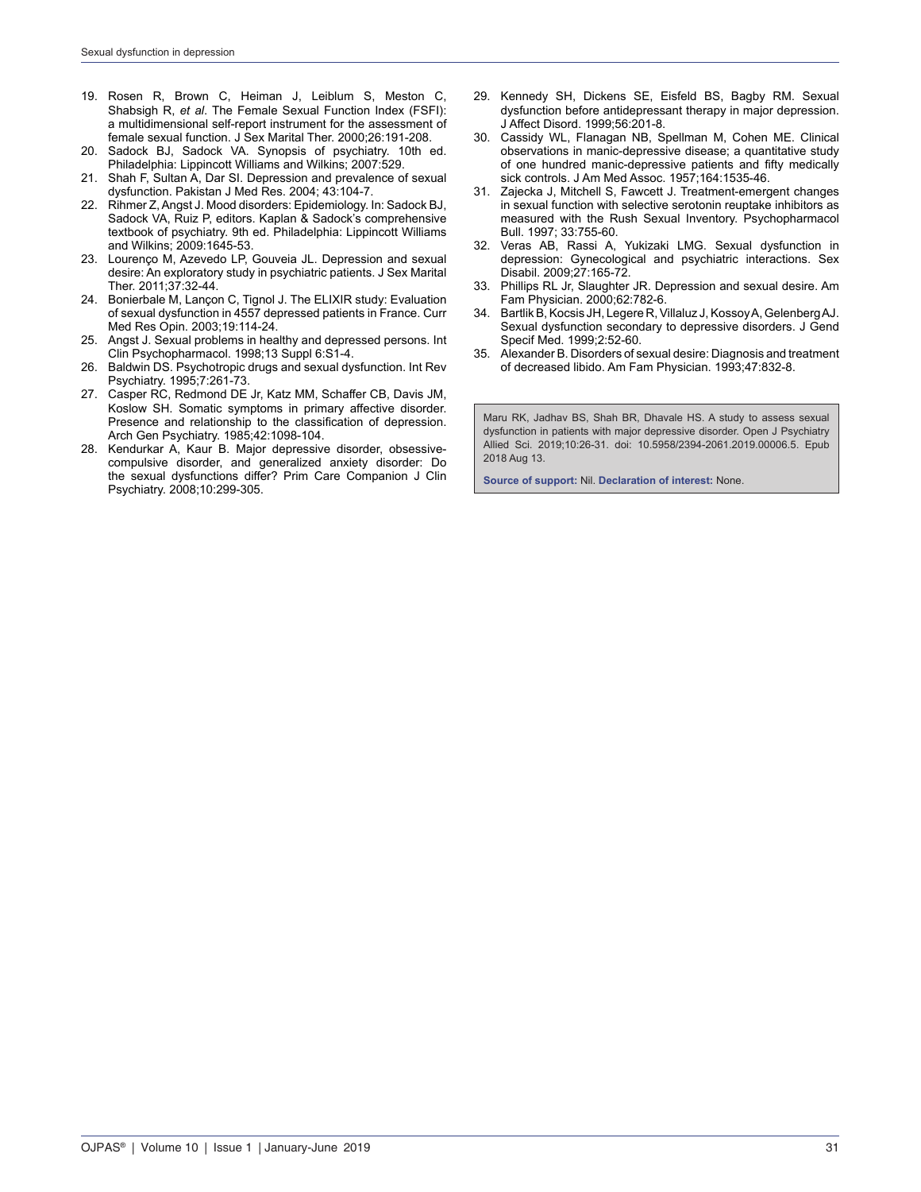19. Rosen R, Brown C, Heiman J, Leiblum S, Meston C, Shabsigh R, *et al*. The Female Sexual Function Index (FSFI): a multidimensional self-report instrument for the assessment of female sexual function. J Sex Marital Ther. 2000;26:191-208.
20. Sadock BJ, Sadock VA. Synopsis of psychiatry. 10th ed. Philadelphia: Lippincott Williams and Wilkins; 2007:529.
21. Shah F, Sultan A, Dar SI. Depression and prevalence of sexual dysfunction. Pakistan J Med Res. 2004; 43:104-7.
22. Rihmer Z, Angst J. Mood disorders: Epidemiology. In: Sadock BJ, Sadock VA, Ruiz P, editors. Kaplan & Sadock's comprehensive textbook of psychiatry. 9th ed. Philadelphia: Lippincott Williams and Wilkins; 2009:1645-53.
23. Lourenço M, Azevedo LP, Gouveia JL. Depression and sexual desire: An exploratory study in psychiatric patients. J Sex Marital Ther. 2011;37:32-44.
24. Bonierbale M, Lançon C, Tignol J. The ELIXIR study: Evaluation of sexual dysfunction in 4557 depressed patients in France. Curr Med Res Opin. 2003;19:114-24.
25. Angst J. Sexual problems in healthy and depressed persons. Int Clin Psychopharmacol. 1998;13 Suppl 6:S1-4.
26. Baldwin DS. Psychotropic drugs and sexual dysfunction. Int Rev Psychiatry. 1995;7:261-73.
27. Casper RC, Redmond DE Jr, Katz MM, Schaffer CB, Davis JM, Koslow SH. Somatic symptoms in primary affective disorder. Presence and relationship to the classification of depression. Arch Gen Psychiatry. 1985;42:1098-104.
28. Kendurkar A, Kaur B. Major depressive disorder, obsessive-compulsive disorder, and generalized anxiety disorder: Do the sexual dysfunctions differ? Prim Care Companion J Clin Psychiatry. 2008;10:299-305.
29. Kennedy SH, Dickens SE, Eisfeld BS, Bagby RM. Sexual dysfunction before antidepressant therapy in major depression. J Affect Disord. 1999;56:201-8.
30. Cassidy WL, Flanagan NB, Spellman M, Cohen ME. Clinical observations in manic-depressive disease; a quantitative study of one hundred manic-depressive patients and fifty medically sick controls. J Am Med Assoc. 1957;164:1535-46.
31. Zajecka J, Mitchell S, Fawcett J. Treatment-emergent changes in sexual function with selective serotonin reuptake inhibitors as measured with the Rush Sexual Inventory. Psychopharmacol Bull. 1997; 33:755-60.
32. Veras AB, Rassi A, Yukizaki LMG. Sexual dysfunction in depression: Gynecological and psychiatric interactions. Sex Disabil. 2009;27:165-72.
33. Phillips RL Jr, Slaughter JR. Depression and sexual desire. Am Fam Physician. 2000;62:782-6.
34. Bartlik B, Kocsis JH, Legere R, Villaluz J, Kossoy A, Gelenberg AJ. Sexual dysfunction secondary to depressive disorders. J Gend Specif Med. 1999;2:52-60.
35. Alexander B. Disorders of sexual desire: Diagnosis and treatment of decreased libido. Am Fam Physician. 1993;47:832-8.

Maru RK, Jadhav BS, Shah BR, Dhavale HS. A study to assess sexual dysfunction in patients with major depressive disorder. Open J Psychiatry Allied Sci. 2019;10:26-31. doi: 10.5958/2394-2061.2019.00006.5. Epub 2018 Aug 13.

**Source of support:** Nil. **Declaration of interest:** None.